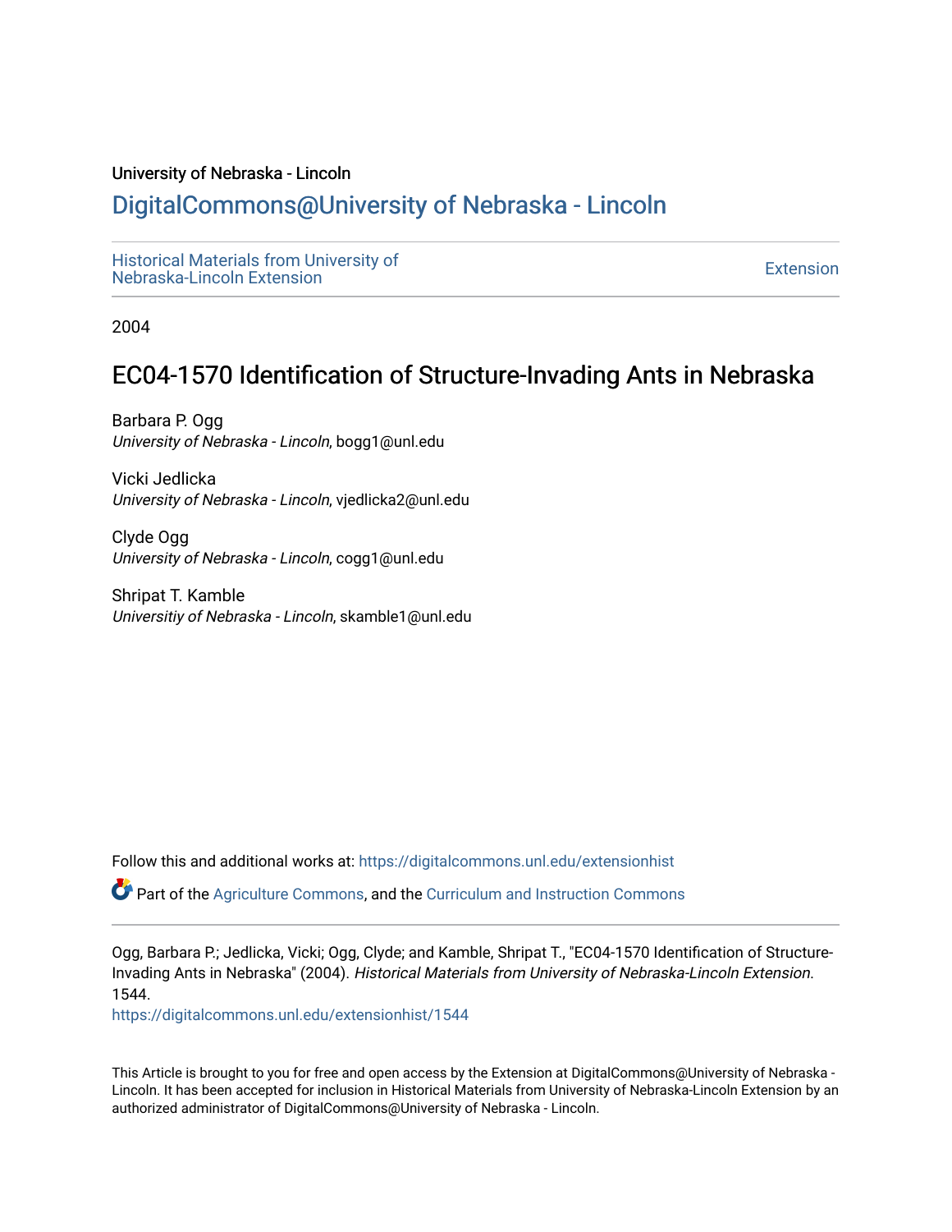University of Nebraska - Lincoln

# DigitalCommons@University of Nebraska - Lincoln

Historical Materials from University of Nebraska-Lincoln Extension

Extension

2004

## EC04-1570 Identification of Structure-Invading Ants in Nebraska

Barbara P. Ogg
*University of Nebraska - Lincoln*, bogg1@unl.edu

Vicki Jedlicka
*University of Nebraska - Lincoln*, vjedlicka2@unl.edu

Clyde Ogg
*University of Nebraska - Lincoln*, cogg1@unl.edu

Shripat T. Kamble
*Universitiy of Nebraska - Lincoln*, skamble1@unl.edu

Follow this and additional works at: https://digitalcommons.unl.edu/extensionhist

Part of the Agriculture Commons, and the Curriculum and Instruction Commons

Ogg, Barbara P.; Jedlicka, Vicki; Ogg, Clyde; and Kamble, Shripat T., "EC04-1570 Identification of Structure-Invading Ants in Nebraska" (2004). *Historical Materials from University of Nebraska-Lincoln Extension*. 1544.
https://digitalcommons.unl.edu/extensionhist/1544

This Article is brought to you for free and open access by the Extension at DigitalCommons@University of Nebraska - Lincoln. It has been accepted for inclusion in Historical Materials from University of Nebraska-Lincoln Extension by an authorized administrator of DigitalCommons@University of Nebraska - Lincoln.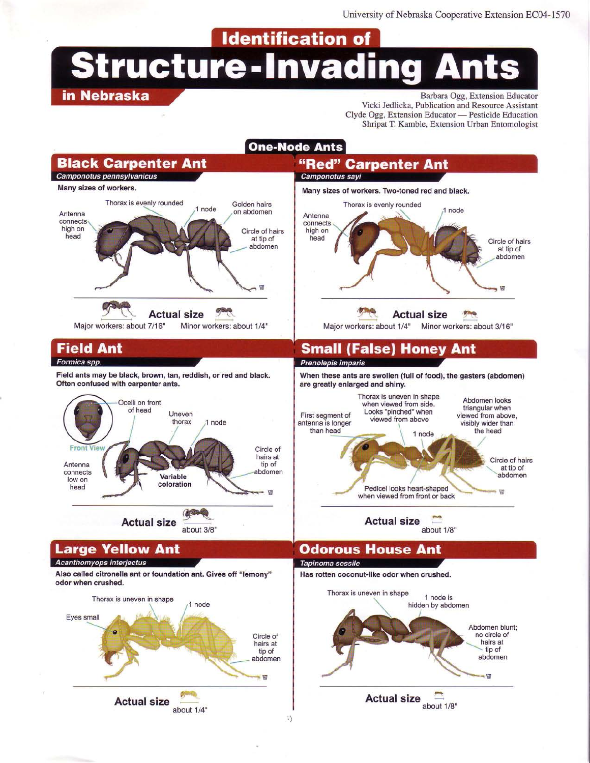University of Nebraska Cooperative Extension EC04-1570

# Identification of Structure-Invading Ants in Nebraska

Barbara Ogg, Extension Educator
Vicki Jedlicka, Publication and Resource Assistant
Clyde Ogg, Extension Educator — Pesticide Education
Shripat T. Kamble, Extension Urban Entomologist

## One-Node Ants

### Black Carpenter Ant

*Camponotus pennsylvanicus*

**Many sizes of workers.**

Antenna connects high on head; Thorax is evenly rounded; 1 node; Golden hairs on abdomen; Circle of hairs at tip of abdomen

**Actual size**

Major workers: about 7/16" Minor workers: about 1/4"

### "Red" Carpenter Ant

*Camponotus sayi*

**Many sizes of workers. Two-toned red and black.**

Antenna connects high on head; Thorax is evenly rounded; 1 node; Circle of hairs at tip of abdomen

**Actual size**

Major workers: about 1/4" Minor workers: about 3/16"

### Field Ant

*Formica spp.*

**Field ants may be black, brown, tan, reddish, or red and black. Often confused with carpenter ants.**

Ocelli on front of head (Front View); Uneven thorax; 1 node; Antenna connects low on head; Variable coloration; Circle of hairs at tip of abdomen

**Actual size** about 3/8"

### Small (False) Honey Ant

*Prenolepis imparis*

**When these ants are swollen (full of food), the gasters (abdomen) are greatly enlarged and shiny.**

First segment of antenna is longer than head; Thorax is uneven in shape when viewed from side. Looks "pinched" when viewed from above; 1 node; Abdomen looks triangular when viewed from above, visibly wider than the head; Circle of hairs at tip of abdomen; Pedicel looks heart-shaped when viewed from front or back

**Actual size** about 1/8"

### Large Yellow Ant

*Acanthomyops interjectus*

**Also called citronella ant or foundation ant. Gives off "lemony" odor when crushed.**

Eyes small; Thorax is uneven in shape; 1 node; Circle of hairs at tip of abdomen

**Actual size** about 1/4"

### Odorous House Ant

*Tapinoma sessile*

**Has rotten coconut-like odor when crushed.**

Thorax is uneven in shape; 1 node is hidden by abdomen; Abdomen blunt; no circle of hairs at tip of abdomen

**Actual size** about 1/8"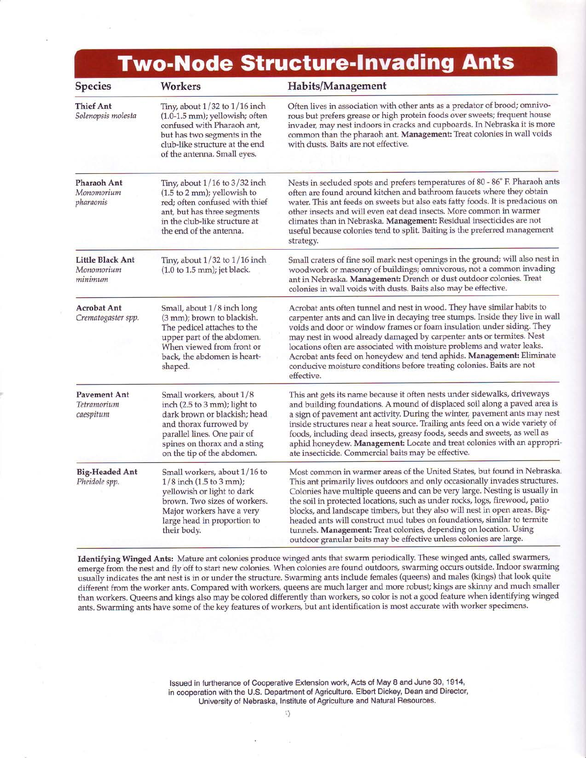# Two-Node Structure-Invading Ants

| Species | Workers | Habits/Management |
|---|---|---|
| **Thief Ant** *Solenopsis molesta* | Tiny, about 1/32 to 1/16 inch (1.0-1.5 mm); yellowish; often confused with Pharaoh ant, but has two segments in the club-like structure at the end of the antenna. Small eyes. | Often lives in association with other ants as a predator of brood; omnivorous but prefers grease or high protein foods over sweets; frequent house invader, may nest indoors in cracks and cupboards. In Nebraska it is more common than the pharaoh ant. **Management:** Treat colonies in wall voids with dusts. Baits are not effective. |
| **Pharaoh Ant** *Monomorium pharaonis* | Tiny, about 1/16 to 3/32 inch (1.5 to 2 mm); yellowish to red; often confused with thief ant, but has three segments in the club-like structure at the end of the antenna. | Nests in secluded spots and prefers temperatures of 80 - 86° F. Pharaoh ants often are found around kitchen and bathroom faucets where they obtain water. This ant feeds on sweets but also eats fatty foods. It is predacious on other insects and will even eat dead insects. More common in warmer climates than in Nebraska. **Management:** Residual insecticides are not useful because colonies tend to split. Baiting is the preferred management strategy. |
| **Little Black Ant** *Monomorium minimum* | Tiny, about 1/32 to 1/16 inch (1.0 to 1.5 mm); jet black. | Small craters of fine soil mark nest openings in the ground; will also nest in woodwork or masonry of buildings; omnivorous, not a common invading ant in Nebraska. **Management:** Drench or dust outdoor colonies. Treat colonies in wall voids with dusts. Baits also may be effective. |
| **Acrobat Ant** *Crematogaster spp.* | Small, about 1/8 inch long (3 mm); brown to blackish. The pedicel attaches to the upper part of the abdomen. When viewed from front or back, the abdomen is heart-shaped. | Acrobat ants often tunnel and nest in wood. They have similar habits to carpenter ants and can live in decaying tree stumps. Inside they live in wall voids and door or window frames or foam insulation under siding. They may nest in wood already damaged by carpenter ants or termites. Nest locations often are associated with moisture problems and water leaks. Acrobat ants feed on honeydew and tend aphids. **Management:** Eliminate conducive moisture conditions before treating colonies. Baits are not effective. |
| **Pavement Ant** *Tetramorium caespitum* | Small workers, about 1/8 inch (2.5 to 3 mm); light to dark brown or blackish; head and thorax furrowed by parallel lines. One pair of spines on thorax and a sting on the tip of the abdomen. | This ant gets its name because it often nests under sidewalks, driveways and building foundations. A mound of displaced soil along a paved area is a sign of pavement ant activity. During the winter, pavement ants may nest inside structures near a heat source. Trailing ants feed on a wide variety of foods, including dead insects, greasy foods, seeds and sweets, as well as aphid honeydew. **Management:** Locate and treat colonies with an appropriate insecticide. Commercial baits may be effective. |
| **Big-Headed Ant** *Pheidole spp.* | Small workers, about 1/16 to 1/8 inch (1.5 to 3 mm); yellowish or light to dark brown. Two sizes of workers. Major workers have a very large head in proportion to their body. | Most common in warmer areas of the United States, but found in Nebraska. This ant primarily lives outdoors and only occasionally invades structures. Colonies have multiple queens and can be very large. Nesting is usually in the soil in protected locations, such as under rocks, logs, firewood, patio blocks, and landscape timbers, but they also will nest in open areas. Big-headed ants will construct mud tubes on foundations, similar to termite tunnels. **Management:** Treat colonies, depending on location. Using outdoor granular baits may be effective unless colonies are large. |

**Identifying Winged Ants:** Mature ant colonies produce winged ants that swarm periodically. These winged ants, called swarmers, emerge from the nest and fly off to start new colonies. When colonies are found outdoors, swarming occurs outside. Indoor swarming usually indicates the ant nest is in or under the structure. Swarming ants include females (queens) and males (kings) that look quite different from the worker ants. Compared with workers, queens are much larger and more robust; kings are skinny and much smaller than workers. Queens and kings also may be colored differently than workers, so color is not a good feature when identifying winged ants. Swarming ants have some of the key features of workers, but ant identification is most accurate with worker specimens.

Issued in furtherance of Cooperative Extension work, Acts of May 8 and June 30, 1914, in cooperation with the U.S. Department of Agriculture. Elbert Dickey, Dean and Director, University of Nebraska, Institute of Agriculture and Natural Resources.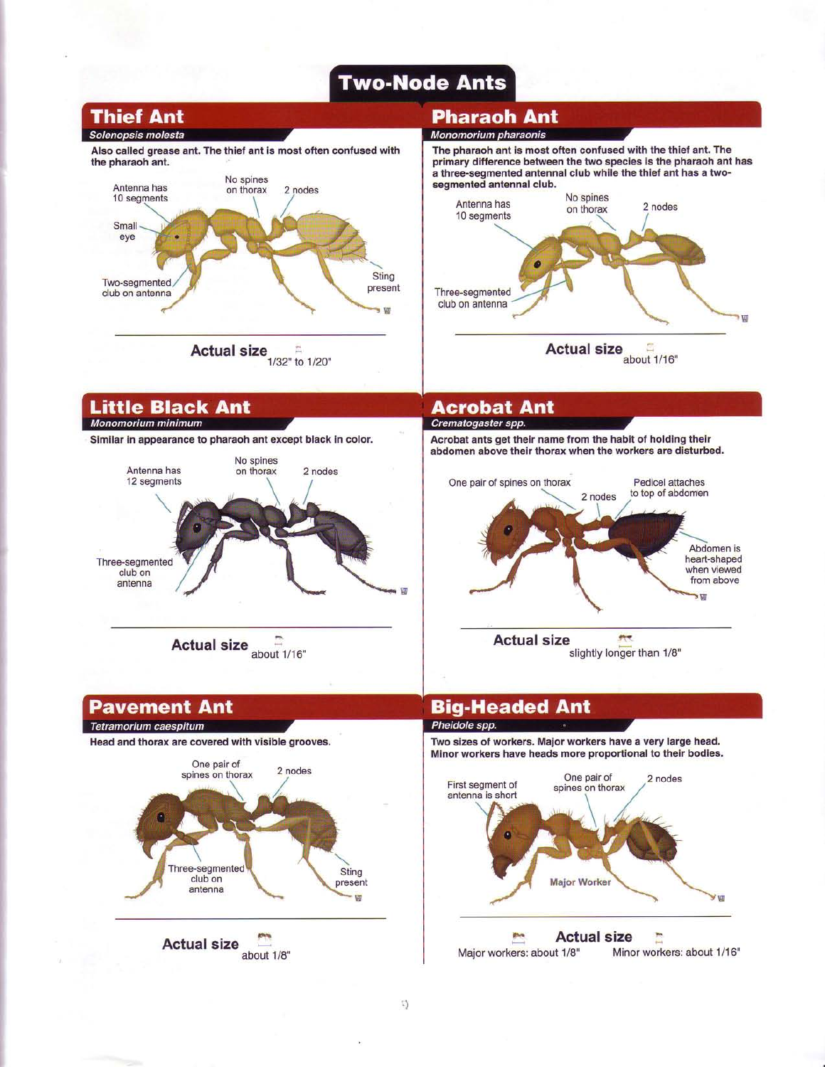# Two-Node Ants

## Thief Ant

*Solenopsis molesta*

**Also called grease ant. The thief ant is most often confused with the pharaoh ant.**

- Antenna has 10 segments
- No spines on thorax
- 2 nodes
- Small eye
- Two-segmented club on antenna
- Sting present

**Actual size** 1/32" to 1/20"

## Pharaoh Ant

*Monomorium pharaonis*

**The pharaoh ant is most often confused with the thief ant. The primary difference between the two species is the pharaoh ant has a three-segmented antennal club while the thief ant has a two-segmented antennal club.**

- Antenna has 10 segments
- No spines on thorax
- 2 nodes
- Three-segmented club on antenna

**Actual size** about 1/16"

## Little Black Ant

*Monomorium minimum*

**Similar in appearance to pharaoh ant except black in color.**

- Antenna has 12 segments
- No spines on thorax
- 2 nodes
- Three-segmented club on antenna

**Actual size** about 1/16"

## Acrobat Ant

*Crematogaster spp.*

**Acrobat ants get their name from the habit of holding their abdomen above their thorax when the workers are disturbed.**

- One pair of spines on thorax
- 2 nodes
- Pedicel attaches to top of abdomen
- Abdomen is heart-shaped when viewed from above

**Actual size** slightly longer than 1/8"

## Pavement Ant

*Tetramorium caespitum*

**Head and thorax are covered with visible grooves.**

- One pair of spines on thorax
- 2 nodes
- Three-segmented club on antenna
- Sting present

**Actual size** about 1/8"

## Big-Headed Ant

*Pheidole spp.*

**Two sizes of workers. Major workers have a very large head. Minor workers have heads more proportional to their bodies.**

- First segment of antenna is short
- One pair of spines on thorax
- 2 nodes
- Major Worker

**Actual size** Major workers: about 1/8" Minor workers: about 1/16"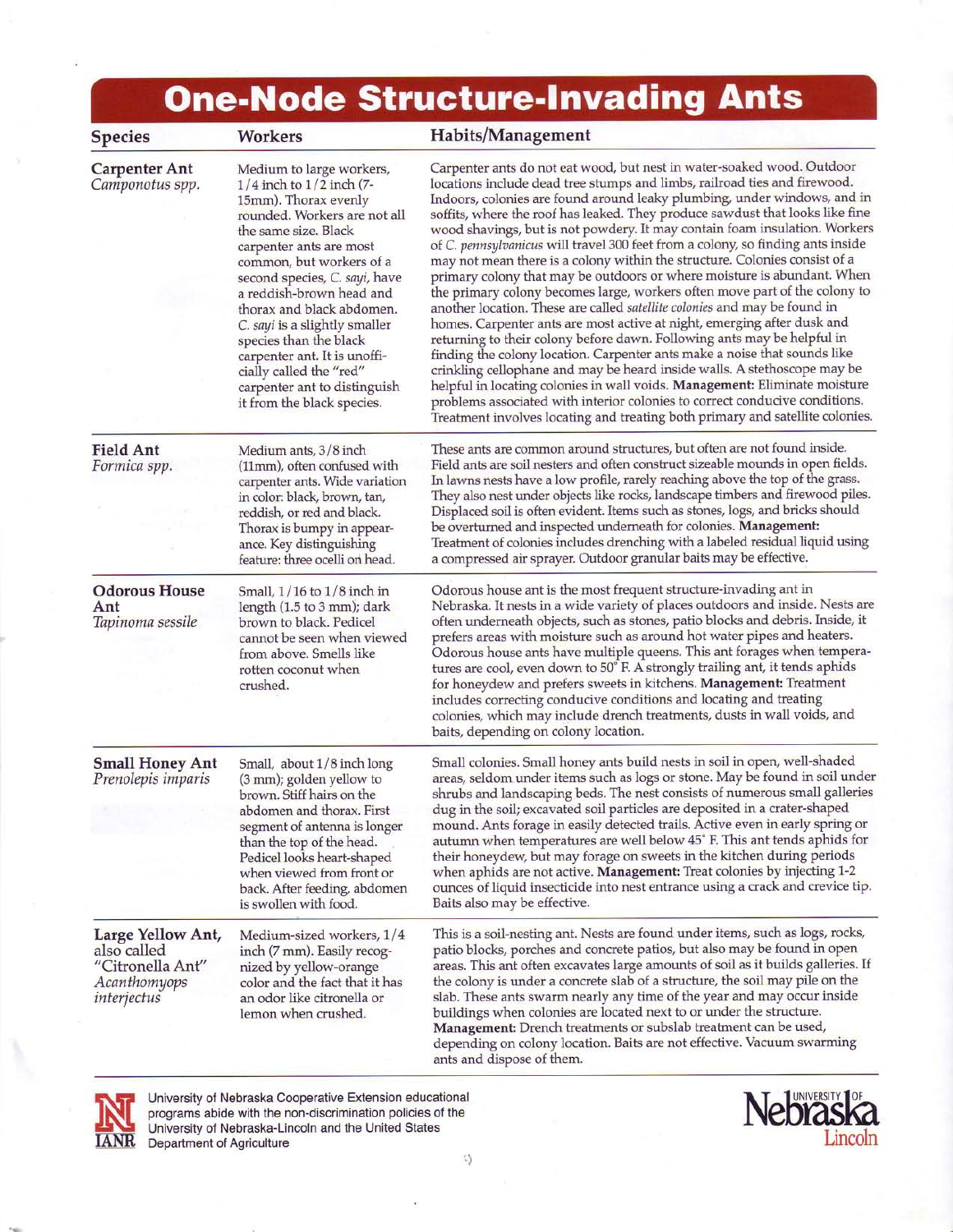# One-Node Structure-Invading Ants

| Species | Workers | Habits/Management |
|---|---|---|
| **Carpenter Ant** *Camponotus spp.* | Medium to large workers, 1/4 inch to 1/2 inch (7-15mm). Thorax evenly rounded. Workers are not all the same size. Black carpenter ants are most common, but workers of a second species, *C. sayi*, have a reddish-brown head and thorax and black abdomen. *C. sayi* is a slightly smaller species than the black carpenter ant. It is unofficially called the "red" carpenter ant to distinguish it from the black species. | Carpenter ants do not eat wood, but nest in water-soaked wood. Outdoor locations include dead tree stumps and limbs, railroad ties and firewood. Indoors, colonies are found around leaky plumbing, under windows, and in soffits, where the roof has leaked. They produce sawdust that looks like fine wood shavings, but is not powdery. It may contain foam insulation. Workers of *C. pennsylvanicus* will travel 300 feet from a colony, so finding ants inside may not mean there is a colony within the structure. Colonies consist of a primary colony that may be outdoors or where moisture is abundant. When the primary colony becomes large, workers often move part of the colony to another location. These are called *satellite colonies* and may be found in homes. Carpenter ants are most active at night, emerging after dusk and returning to their colony before dawn. Following ants may be helpful in finding the colony location. Carpenter ants make a noise that sounds like crinkling cellophane and may be heard inside walls. A stethoscope may be helpful in locating colonies in wall voids. **Management:** Eliminate moisture problems associated with interior colonies to correct conducive conditions. Treatment involves locating and treating both primary and satellite colonies. |
| **Field Ant** *Formica spp.* | Medium ants, 3/8 inch (11mm), often confused with carpenter ants. Wide variation in color: black, brown, tan, reddish, or red and black. Thorax is bumpy in appearance. Key distinguishing feature: three ocelli on head. | These ants are common around structures, but often are not found inside. Field ants are soil nesters and often construct sizeable mounds in open fields. In lawns nests have a low profile, rarely reaching above the top of the grass. They also nest under objects like rocks, landscape timbers and firewood piles. Displaced soil is often evident. Items such as stones, logs, and bricks should be overturned and inspected underneath for colonies. **Management:** Treatment of colonies includes drenching with a labeled residual liquid using a compressed air sprayer. Outdoor granular baits may be effective. |
| **Odorous House Ant** *Tapinoma sessile* | Small, 1/16 to 1/8 inch in length (1.5 to 3 mm); dark brown to black. Pedicel cannot be seen when viewed from above. Smells like rotten coconut when crushed. | Odorous house ant is the most frequent structure-invading ant in Nebraska. It nests in a wide variety of places outdoors and inside. Nests are often underneath objects, such as stones, patio blocks and debris. Inside, it prefers areas with moisture such as around hot water pipes and heaters. Odorous house ants have multiple queens. This ant forages when temperatures are cool, even down to 50° F. A strongly trailing ant, it tends aphids for honeydew and prefers sweets in kitchens. **Management:** Treatment includes correcting conducive conditions and locating and treating colonies, which may include drench treatments, dusts in wall voids, and baits, depending on colony location. |
| **Small Honey Ant** *Prenolepis imparis* | Small, about 1/8 inch long (3 mm); golden yellow to brown. Stiff hairs on the abdomen and thorax. First segment of antenna is longer than the top of the head. Pedicel looks heart-shaped when viewed from front or back. After feeding, abdomen is swollen with food. | Small colonies. Small honey ants build nests in soil in open, well-shaded areas, seldom under items such as logs or stone. May be found in soil under shrubs and landscaping beds. The nest consists of numerous small galleries dug in the soil; excavated soil particles are deposited in a crater-shaped mound. Ants forage in easily detected trails. Active even in early spring or autumn when temperatures are well below 45° F. This ant tends aphids for their honeydew, but may forage on sweets in the kitchen during periods when aphids are not active. **Management:** Treat colonies by injecting 1-2 ounces of liquid insecticide into nest entrance using a crack and crevice tip. Baits also may be effective. |
| **Large Yellow Ant,** also called "Citronella Ant" *Acanthomyops interjectus* | Medium-sized workers, 1/4 inch (7 mm). Easily recognized by yellow-orange color and the fact that it has an odor like citronella or lemon when crushed. | This is a soil-nesting ant. Nests are found under items, such as logs, rocks, patio blocks, porches and concrete patios, but also may be found in open areas. This ant often excavates large amounts of soil as it builds galleries. If the colony is under a concrete slab of a structure, the soil may pile on the slab. These ants swarm nearly any time of the year and may occur inside buildings when colonies are located next to or under the structure. **Management:** Drench treatments or subslab treatment can be used, depending on colony location. Baits are not effective. Vacuum swarming ants and dispose of them. |

University of Nebraska Cooperative Extension educational programs abide with the non-discrimination policies of the University of Nebraska-Lincoln and the United States Department of Agriculture

IANR

University of Nebraska Lincoln